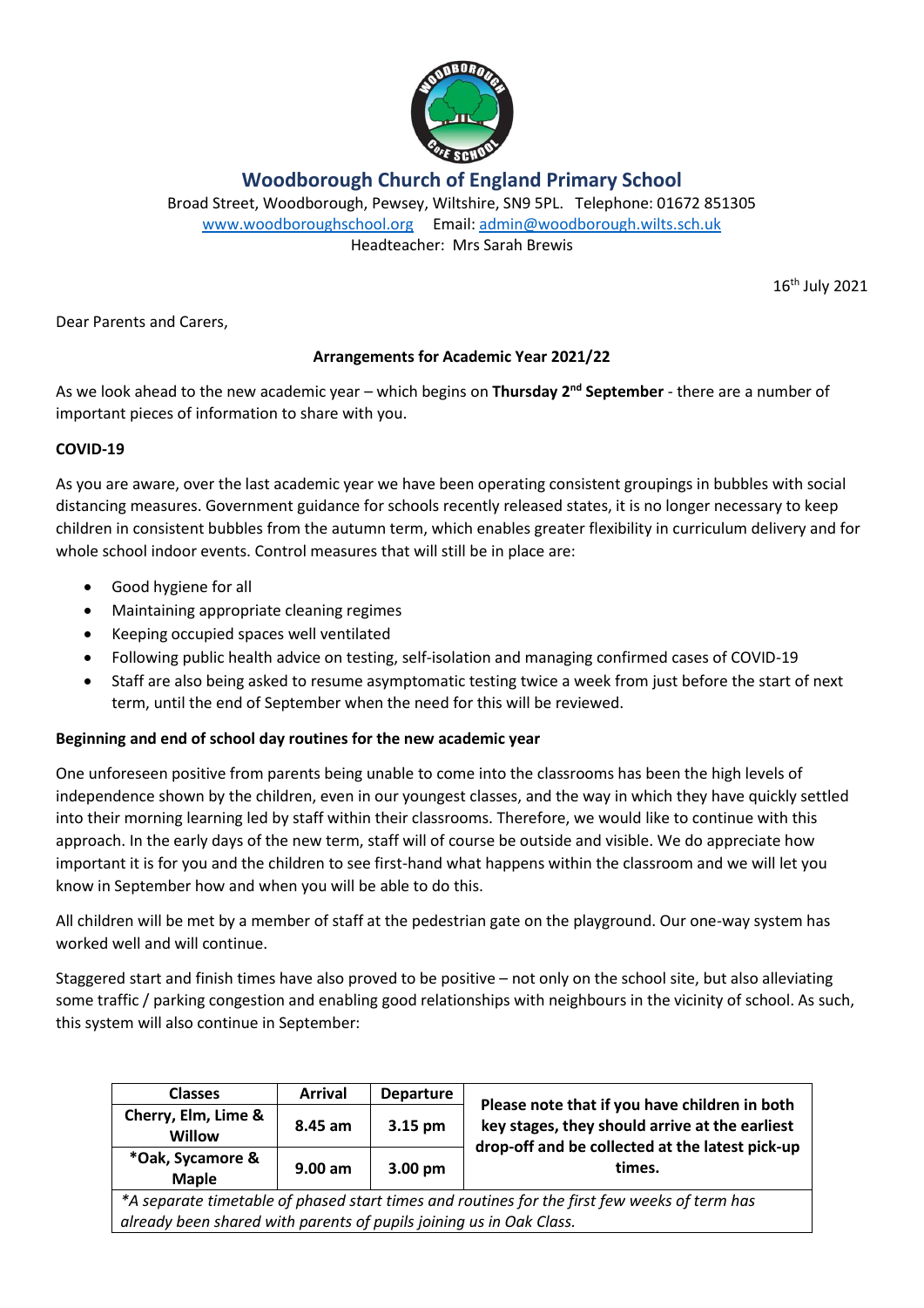# Woodborough Church of England Primary School

Broad Street, Woodborough, Pewsey, Wiltshire, SN9 5PL. Telephone: 01672 851305
www.woodboroughschool.org Email: admin@woodborough.wilts.sch.uk
Headteacher: Mrs Sarah Brewis

16th July 2021

Dear Parents and Carers,

**Arrangements for Academic Year 2021/22**

As we look ahead to the new academic year – which begins on **Thursday 2nd September** - there are a number of important pieces of information to share with you.

**COVID-19**

As you are aware, over the last academic year we have been operating consistent groupings in bubbles with social distancing measures. Government guidance for schools recently released states, it is no longer necessary to keep children in consistent bubbles from the autumn term, which enables greater flexibility in curriculum delivery and for whole school indoor events. Control measures that will still be in place are:

- Good hygiene for all
- Maintaining appropriate cleaning regimes
- Keeping occupied spaces well ventilated
- Following public health advice on testing, self-isolation and managing confirmed cases of COVID-19
- Staff are also being asked to resume asymptomatic testing twice a week from just before the start of next term, until the end of September when the need for this will be reviewed.

**Beginning and end of school day routines for the new academic year**

One unforeseen positive from parents being unable to come into the classrooms has been the high levels of independence shown by the children, even in our youngest classes, and the way in which they have quickly settled into their morning learning led by staff within their classrooms. Therefore, we would like to continue with this approach. In the early days of the new term, staff will of course be outside and visible. We do appreciate how important it is for you and the children to see first-hand what happens within the classroom and we will let you know in September how and when you will be able to do this.

All children will be met by a member of staff at the pedestrian gate on the playground. Our one-way system has worked well and will continue.

Staggered start and finish times have also proved to be positive – not only on the school site, but also alleviating some traffic / parking congestion and enabling good relationships with neighbours in the vicinity of school. As such, this system will also continue in September:

| Classes | Arrival | Departure | |
|---|---|---|---|
| Cherry, Elm, Lime & Willow | 8.45 am | 3.15 pm | **Please note that if you have children in both key stages, they should arrive at the earliest drop-off and be collected at the latest pick-up times.** |
| *Oak, Sycamore & Maple | 9.00 am | 3.00 pm | |
| *\*A separate timetable of phased start times and routines for the first few weeks of term has already been shared with parents of pupils joining us in Oak Class.* | | | |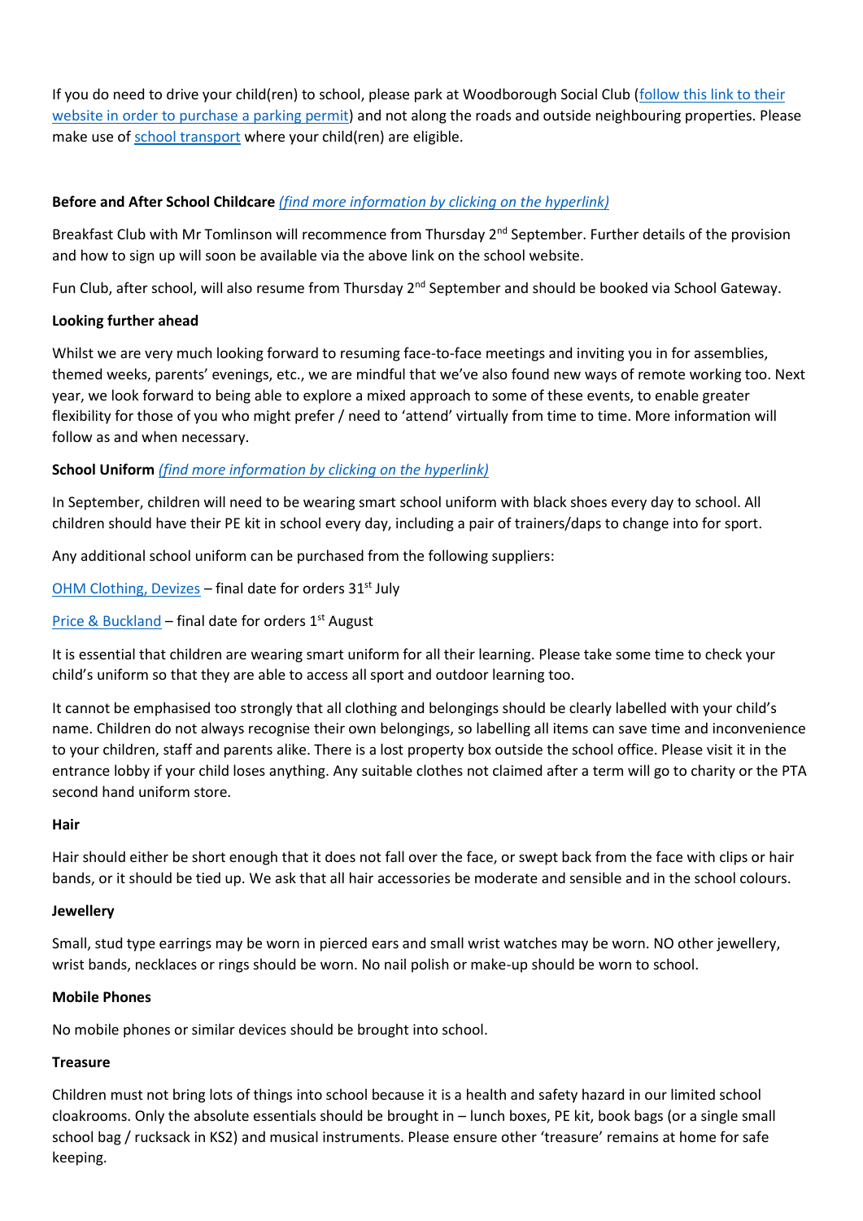If you do need to drive your child(ren) to school, please park at Woodborough Social Club (follow this link to their website in order to purchase a parking permit) and not along the roads and outside neighbouring properties. Please make use of school transport where your child(ren) are eligible.

**Before and After School Childcare** *(find more information by clicking on the hyperlink)*

Breakfast Club with Mr Tomlinson will recommence from Thursday 2nd September. Further details of the provision and how to sign up will soon be available via the above link on the school website.

Fun Club, after school, will also resume from Thursday 2nd September and should be booked via School Gateway.

**Looking further ahead**

Whilst we are very much looking forward to resuming face-to-face meetings and inviting you in for assemblies, themed weeks, parents' evenings, etc., we are mindful that we've also found new ways of remote working too. Next year, we look forward to being able to explore a mixed approach to some of these events, to enable greater flexibility for those of you who might prefer / need to 'attend' virtually from time to time. More information will follow as and when necessary.

**School Uniform** *(find more information by clicking on the hyperlink)*

In September, children will need to be wearing smart school uniform with black shoes every day to school. All children should have their PE kit in school every day, including a pair of trainers/daps to change into for sport.

Any additional school uniform can be purchased from the following suppliers:

OHM Clothing, Devizes – final date for orders 31st July

Price & Buckland – final date for orders 1st August

It is essential that children are wearing smart uniform for all their learning. Please take some time to check your child's uniform so that they are able to access all sport and outdoor learning too.

It cannot be emphasised too strongly that all clothing and belongings should be clearly labelled with your child's name. Children do not always recognise their own belongings, so labelling all items can save time and inconvenience to your children, staff and parents alike. There is a lost property box outside the school office. Please visit it in the entrance lobby if your child loses anything. Any suitable clothes not claimed after a term will go to charity or the PTA second hand uniform store.

**Hair**

Hair should either be short enough that it does not fall over the face, or swept back from the face with clips or hair bands, or it should be tied up. We ask that all hair accessories be moderate and sensible and in the school colours.

**Jewellery**

Small, stud type earrings may be worn in pierced ears and small wrist watches may be worn. NO other jewellery, wrist bands, necklaces or rings should be worn. No nail polish or make-up should be worn to school.

**Mobile Phones**

No mobile phones or similar devices should be brought into school.

**Treasure**

Children must not bring lots of things into school because it is a health and safety hazard in our limited school cloakrooms. Only the absolute essentials should be brought in – lunch boxes, PE kit, book bags (or a single small school bag / rucksack in KS2) and musical instruments. Please ensure other 'treasure' remains at home for safe keeping.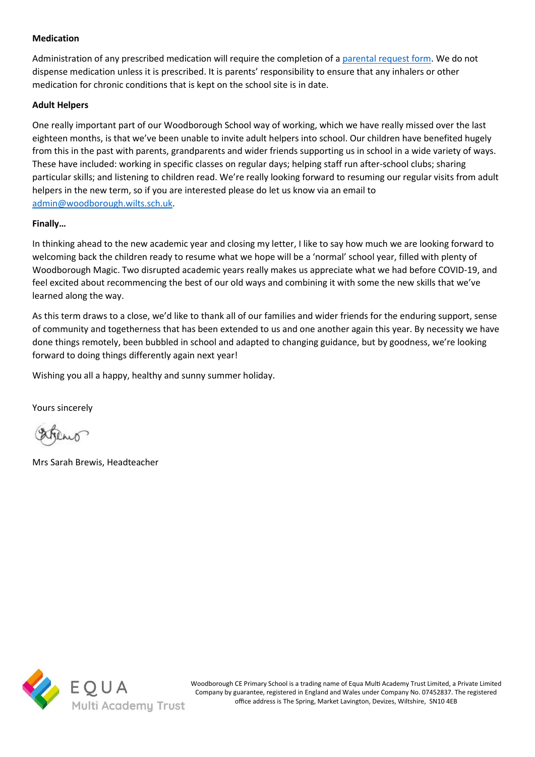**Medication**

Administration of any prescribed medication will require the completion of a parental request form. We do not dispense medication unless it is prescribed. It is parents' responsibility to ensure that any inhalers or other medication for chronic conditions that is kept on the school site is in date.

**Adult Helpers**

One really important part of our Woodborough School way of working, which we have really missed over the last eighteen months, is that we've been unable to invite adult helpers into school. Our children have benefited hugely from this in the past with parents, grandparents and wider friends supporting us in school in a wide variety of ways. These have included: working in specific classes on regular days; helping staff run after-school clubs; sharing particular skills; and listening to children read. We're really looking forward to resuming our regular visits from adult helpers in the new term, so if you are interested please do let us know via an email to admin@woodborough.wilts.sch.uk.

**Finally…**

In thinking ahead to the new academic year and closing my letter, I like to say how much we are looking forward to welcoming back the children ready to resume what we hope will be a 'normal' school year, filled with plenty of Woodborough Magic. Two disrupted academic years really makes us appreciate what we had before COVID-19, and feel excited about recommencing the best of our old ways and combining it with some the new skills that we've learned along the way.

As this term draws to a close, we'd like to thank all of our families and wider friends for the enduring support, sense of community and togetherness that has been extended to us and one another again this year. By necessity we have done things remotely, been bubbled in school and adapted to changing guidance, but by goodness, we're looking forward to doing things differently again next year!

Wishing you all a happy, healthy and sunny summer holiday.

Yours sincerely

Mrs Sarah Brewis, Headteacher

EQUA Multi Academy Trust

Woodborough CE Primary School is a trading name of Equa Multi Academy Trust Limited, a Private Limited Company by guarantee, registered in England and Wales under Company No. 07452837. The registered office address is The Spring, Market Lavington, Devizes, Wiltshire, SN10 4EB